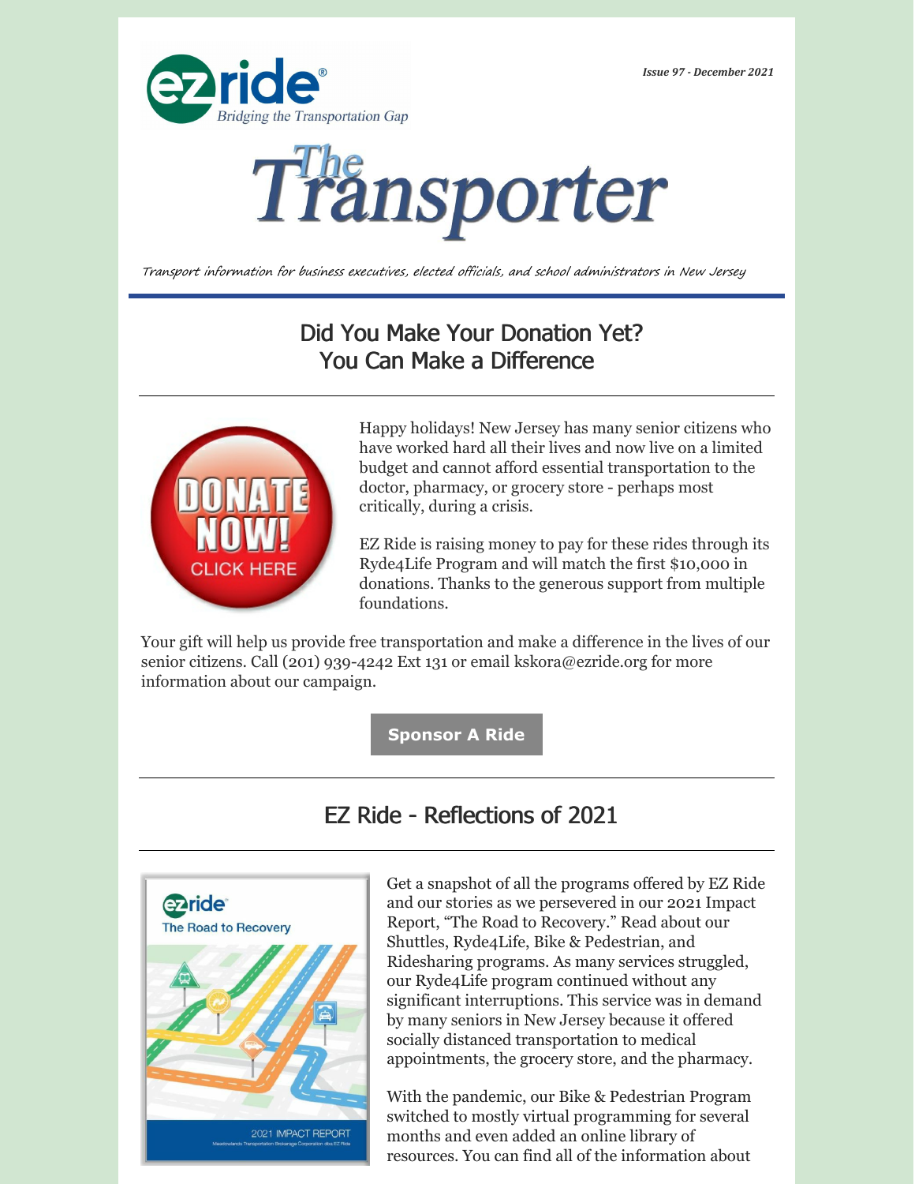Issue 97 - December 2021

# The Transporter

*Transport information for business executives, elected officials, and school administrators in New Jersey*

## Did You Make Your Donation Yet? You Can Make a Difference

Happy holidays! New Jersey has many senior citizens who have worked hard all their lives and now live on a limited budget and cannot afford essential transportation to the doctor, pharmacy, or grocery store - perhaps most critically, during a crisis.

EZ Ride is raising money to pay for these rides through its Ryde4Life Program and will match the first $10,000 in donations. Thanks to the generous support from multiple foundations.

Your gift will help us provide free transportation and make a difference in the lives of our senior citizens. Call (201) 939-4242 Ext 131 or email kskora@ezride.org for more information about our campaign.

**Sponsor A Ride**

## EZ Ride - Reflections of 2021

Get a snapshot of all the programs offered by EZ Ride and our stories as we persevered in our 2021 Impact Report, "The Road to Recovery." Read about our Shuttles, Ryde4Life, Bike & Pedestrian, and Ridesharing programs. As many services struggled, our Ryde4Life program continued without any significant interruptions. This service was in demand by many seniors in New Jersey because it offered socially distanced transportation to medical appointments, the grocery store, and the pharmacy.

With the pandemic, our Bike & Pedestrian Program switched to mostly virtual programming for several months and even added an online library of resources. You can find all of the information about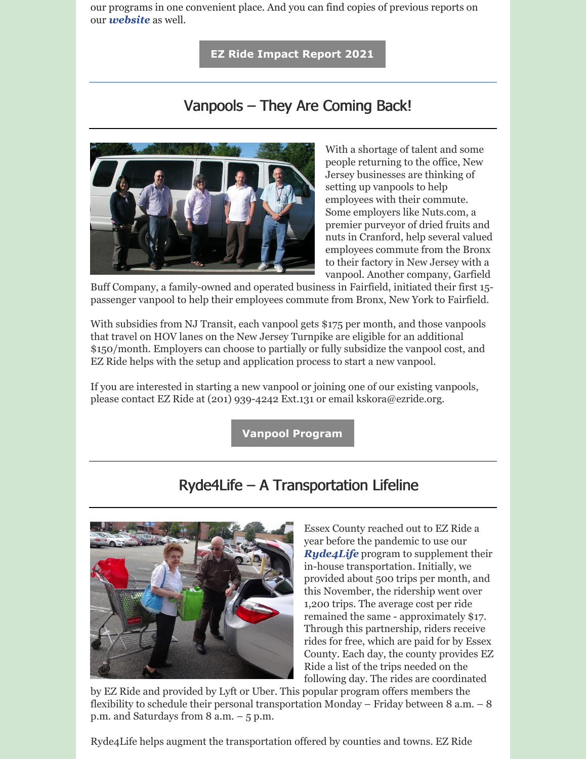our programs in one convenient place. And you can find copies of previous reports on our ***website*** as well.

**EZ Ride Impact Report 2021**

## Vanpools – They Are Coming Back!

With a shortage of talent and some people returning to the office, New Jersey businesses are thinking of setting up vanpools to help employees with their commute. Some employers like Nuts.com, a premier purveyor of dried fruits and nuts in Cranford, help several valued employees commute from the Bronx to their factory in New Jersey with a vanpool. Another company, Garfield Buff Company, a family-owned and operated business in Fairfield, initiated their first 15-passenger vanpool to help their employees commute from Bronx, New York to Fairfield.

With subsidies from NJ Transit, each vanpool gets $175 per month, and those vanpools that travel on HOV lanes on the New Jersey Turnpike are eligible for an additional $150/month. Employers can choose to partially or fully subsidize the vanpool cost, and EZ Ride helps with the setup and application process to start a new vanpool.

If you are interested in starting a new vanpool or joining one of our existing vanpools, please contact EZ Ride at (201) 939-4242 Ext.131 or email kskora@ezride.org.

**Vanpool Program**

## Ryde4Life – A Transportation Lifeline

Essex County reached out to EZ Ride a year before the pandemic to use our ***Ryde4Life*** program to supplement their in-house transportation. Initially, we provided about 500 trips per month, and this November, the ridership went over 1,200 trips. The average cost per ride remained the same - approximately $17. Through this partnership, riders receive rides for free, which are paid for by Essex County. Each day, the county provides EZ Ride a list of the trips needed on the following day. The rides are coordinated by EZ Ride and provided by Lyft or Uber. This popular program offers members the flexibility to schedule their personal transportation Monday – Friday between 8 a.m. – 8 p.m. and Saturdays from 8 a.m. – 5 p.m.

Ryde4Life helps augment the transportation offered by counties and towns. EZ Ride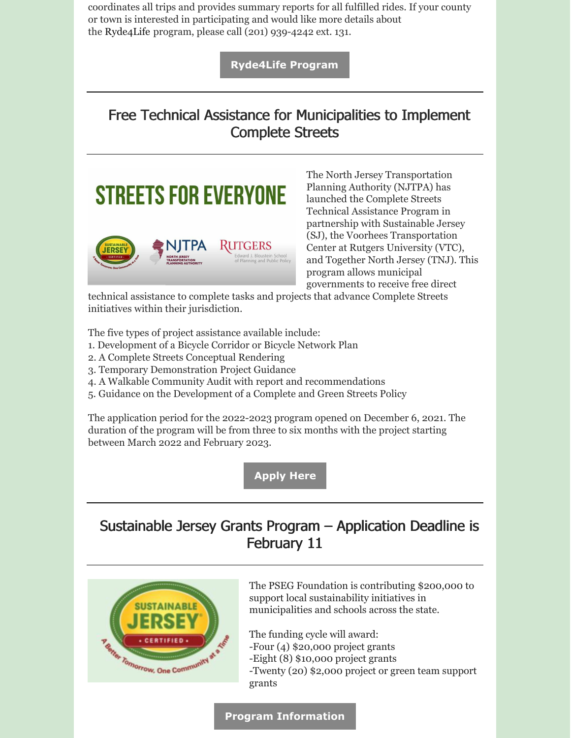coordinates all trips and provides summary reports for all fulfilled rides. If your county or town is interested in participating and would like more details about the Ryde4Life program, please call (201) 939-4242 ext. 131.

**Ryde4Life Program**

## Free Technical Assistance for Municipalities to Implement Complete Streets

The North Jersey Transportation Planning Authority (NJTPA) has launched the Complete Streets Technical Assistance Program in partnership with Sustainable Jersey (SJ), the Voorhees Transportation Center at Rutgers University (VTC), and Together North Jersey (TNJ). This program allows municipal governments to receive free direct technical assistance to complete tasks and projects that advance Complete Streets initiatives within their jurisdiction.

The five types of project assistance available include:

1. Development of a Bicycle Corridor or Bicycle Network Plan
2. A Complete Streets Conceptual Rendering
3. Temporary Demonstration Project Guidance
4. A Walkable Community Audit with report and recommendations
5. Guidance on the Development of a Complete and Green Streets Policy

The application period for the 2022-2023 program opened on December 6, 2021. The duration of the program will be from three to six months with the project starting between March 2022 and February 2023.

**Apply Here**

## Sustainable Jersey Grants Program – Application Deadline is February 11

The PSEG Foundation is contributing $200,000 to support local sustainability initiatives in municipalities and schools across the state.

The funding cycle will award:
-Four (4) $20,000 project grants
-Eight (8) $10,000 project grants
-Twenty (20) $2,000 project or green team support grants

**Program Information**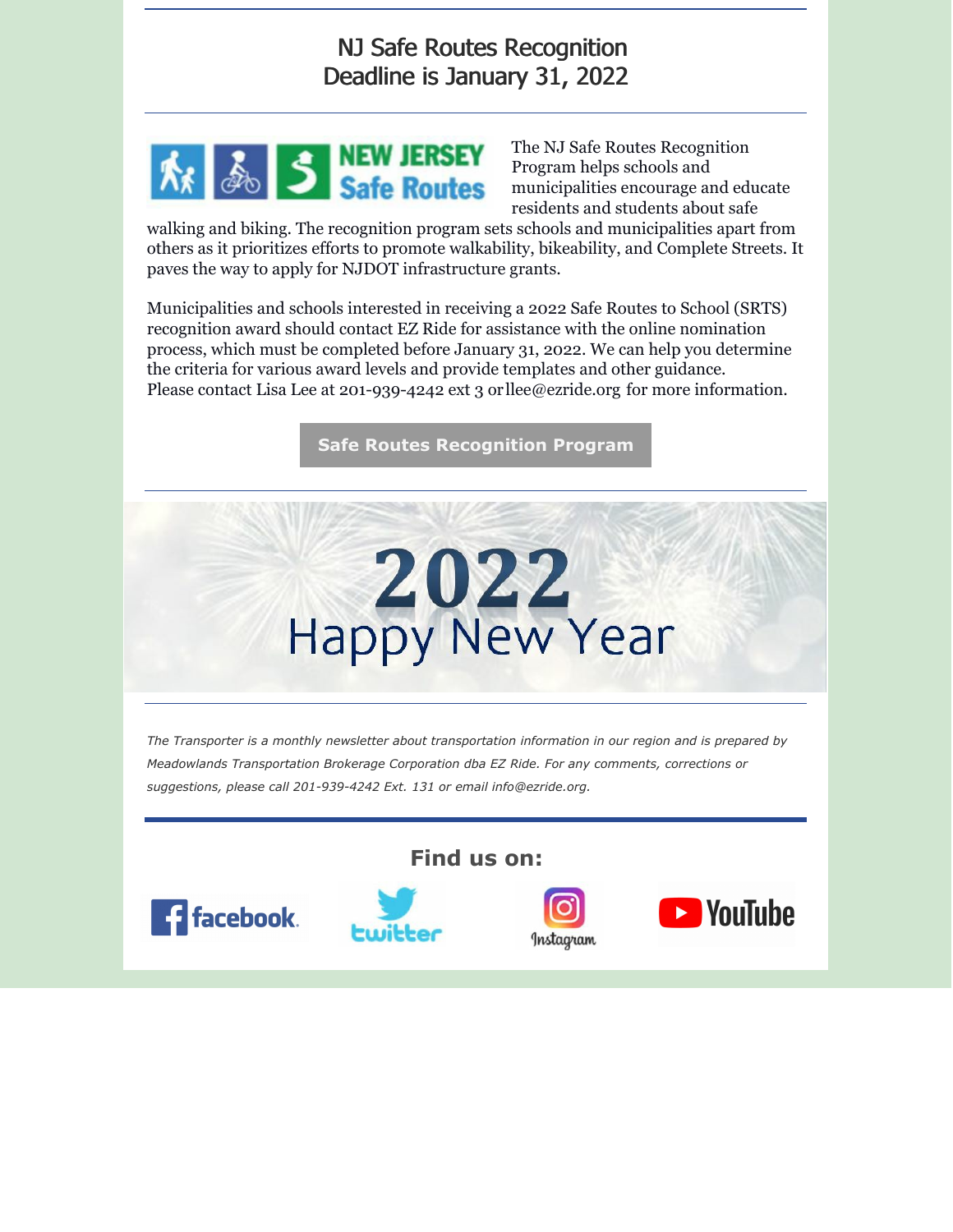## NJ Safe Routes Recognition Deadline is January 31, 2022

The NJ Safe Routes Recognition Program helps schools and municipalities encourage and educate residents and students about safe walking and biking. The recognition program sets schools and municipalities apart from others as it prioritizes efforts to promote walkability, bikeability, and Complete Streets. It paves the way to apply for NJDOT infrastructure grants.

Municipalities and schools interested in receiving a 2022 Safe Routes to School (SRTS) recognition award should contact EZ Ride for assistance with the online nomination process, which must be completed before January 31, 2022. We can help you determine the criteria for various award levels and provide templates and other guidance. Please contact Lisa Lee at 201-939-4242 ext 3 or llee@ezride.org for more information.

**Safe Routes Recognition Program**

2022 Happy New Year

*The Transporter is a monthly newsletter about transportation information in our region and is prepared by Meadowlands Transportation Brokerage Corporation dba EZ Ride. For any comments, corrections or suggestions, please call 201-939-4242 Ext. 131 or email info@ezride.org.*

**Find us on:**

facebook twitter Instagram YouTube